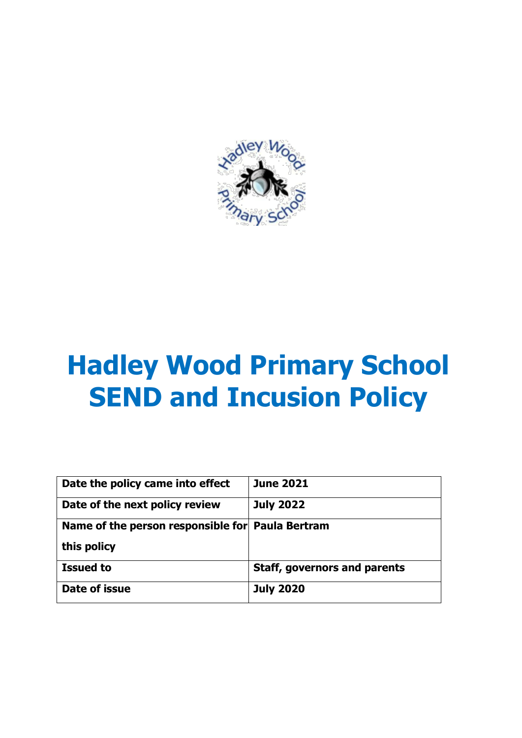# Hadley Wood Primary School SEND and Incusion Policy

| Date the policy came into effect | June 2021 |
|---|---|
| Date of the next policy review | July 2022 |
| Name of the person responsible for this policy | Paula Bertram |
| Issued to | Staff, governors and parents |
| Date of issue | July 2020 |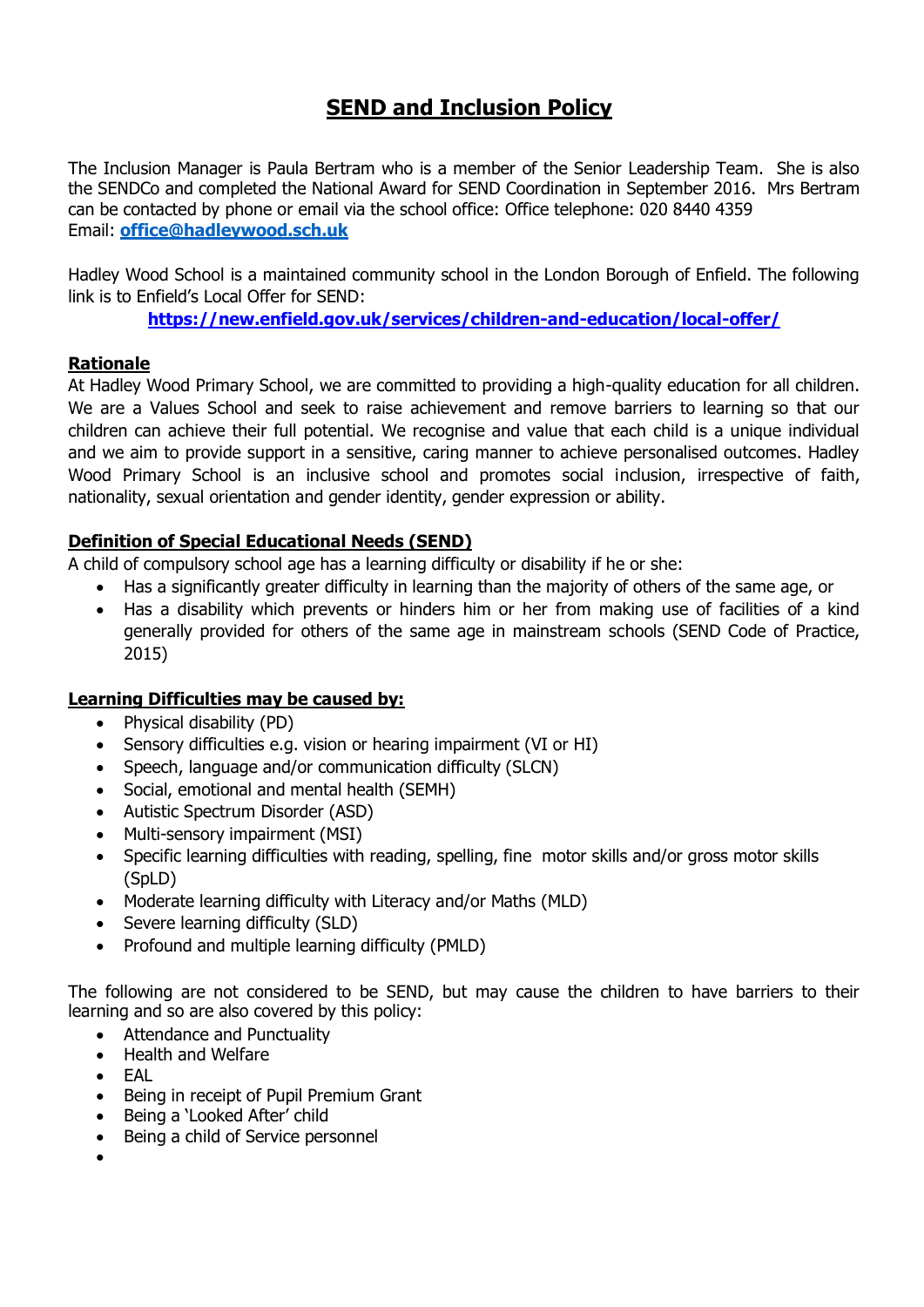# SEND and Inclusion Policy

The Inclusion Manager is Paula Bertram who is a member of the Senior Leadership Team. She is also the SENDCo and completed the National Award for SEND Coordination in September 2016. Mrs Bertram can be contacted by phone or email via the school office: Office telephone: 020 8440 4359
Email: **office@hadleywood.sch.uk**

Hadley Wood School is a maintained community school in the London Borough of Enfield. The following link is to Enfield's Local Offer for SEND:

**https://new.enfield.gov.uk/services/children-and-education/local-offer/**

## Rationale

At Hadley Wood Primary School, we are committed to providing a high-quality education for all children. We are a Values School and seek to raise achievement and remove barriers to learning so that our children can achieve their full potential. We recognise and value that each child is a unique individual and we aim to provide support in a sensitive, caring manner to achieve personalised outcomes. Hadley Wood Primary School is an inclusive school and promotes social inclusion, irrespective of faith, nationality, sexual orientation and gender identity, gender expression or ability.

## Definition of Special Educational Needs (SEND)

A child of compulsory school age has a learning difficulty or disability if he or she:

- Has a significantly greater difficulty in learning than the majority of others of the same age, or
- Has a disability which prevents or hinders him or her from making use of facilities of a kind generally provided for others of the same age in mainstream schools (SEND Code of Practice, 2015)

## Learning Difficulties may be caused by:

- Physical disability (PD)
- Sensory difficulties e.g. vision or hearing impairment (VI or HI)
- Speech, language and/or communication difficulty (SLCN)
- Social, emotional and mental health (SEMH)
- Autistic Spectrum Disorder (ASD)
- Multi-sensory impairment (MSI)
- Specific learning difficulties with reading, spelling, fine motor skills and/or gross motor skills (SpLD)
- Moderate learning difficulty with Literacy and/or Maths (MLD)
- Severe learning difficulty (SLD)
- Profound and multiple learning difficulty (PMLD)

The following are not considered to be SEND, but may cause the children to have barriers to their learning and so are also covered by this policy:

- Attendance and Punctuality
- Health and Welfare
- EAL
- Being in receipt of Pupil Premium Grant
- Being a 'Looked After' child
- Being a child of Service personnel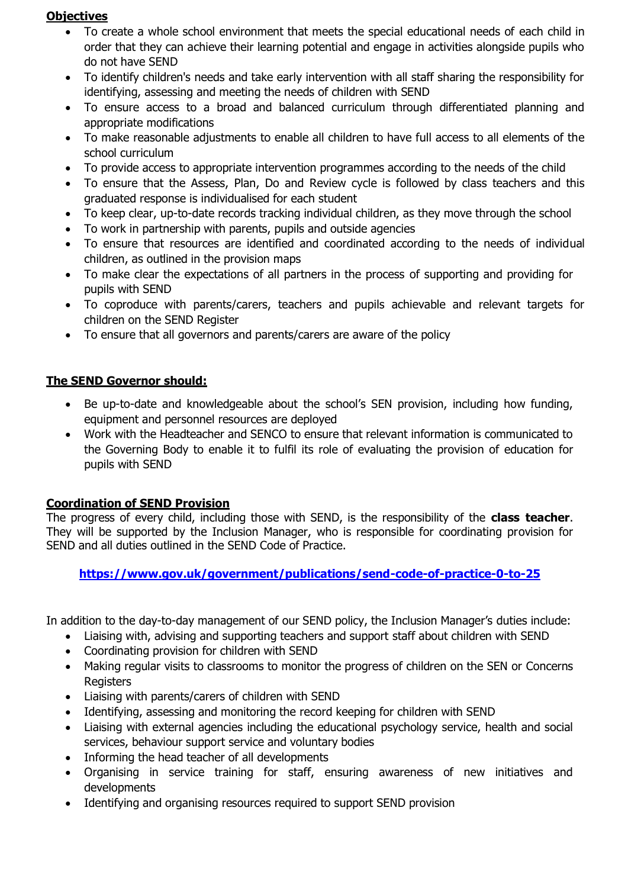**Objectives**

- To create a whole school environment that meets the special educational needs of each child in order that they can achieve their learning potential and engage in activities alongside pupils who do not have SEND
- To identify children's needs and take early intervention with all staff sharing the responsibility for identifying, assessing and meeting the needs of children with SEND
- To ensure access to a broad and balanced curriculum through differentiated planning and appropriate modifications
- To make reasonable adjustments to enable all children to have full access to all elements of the school curriculum
- To provide access to appropriate intervention programmes according to the needs of the child
- To ensure that the Assess, Plan, Do and Review cycle is followed by class teachers and this graduated response is individualised for each student
- To keep clear, up-to-date records tracking individual children, as they move through the school
- To work in partnership with parents, pupils and outside agencies
- To ensure that resources are identified and coordinated according to the needs of individual children, as outlined in the provision maps
- To make clear the expectations of all partners in the process of supporting and providing for pupils with SEND
- To coproduce with parents/carers, teachers and pupils achievable and relevant targets for children on the SEND Register
- To ensure that all governors and parents/carers are aware of the policy

**The SEND Governor should:**

- Be up-to-date and knowledgeable about the school's SEN provision, including how funding, equipment and personnel resources are deployed
- Work with the Headteacher and SENCO to ensure that relevant information is communicated to the Governing Body to enable it to fulfil its role of evaluating the provision of education for pupils with SEND

**Coordination of SEND Provision**

The progress of every child, including those with SEND, is the responsibility of the **class teacher**. They will be supported by the Inclusion Manager, who is responsible for coordinating provision for SEND and all duties outlined in the SEND Code of Practice.

**https://www.gov.uk/government/publications/send-code-of-practice-0-to-25**

In addition to the day-to-day management of our SEND policy, the Inclusion Manager's duties include:

- Liaising with, advising and supporting teachers and support staff about children with SEND
- Coordinating provision for children with SEND
- Making regular visits to classrooms to monitor the progress of children on the SEN or Concerns Registers
- Liaising with parents/carers of children with SEND
- Identifying, assessing and monitoring the record keeping for children with SEND
- Liaising with external agencies including the educational psychology service, health and social services, behaviour support service and voluntary bodies
- Informing the head teacher of all developments
- Organising in service training for staff, ensuring awareness of new initiatives and developments
- Identifying and organising resources required to support SEND provision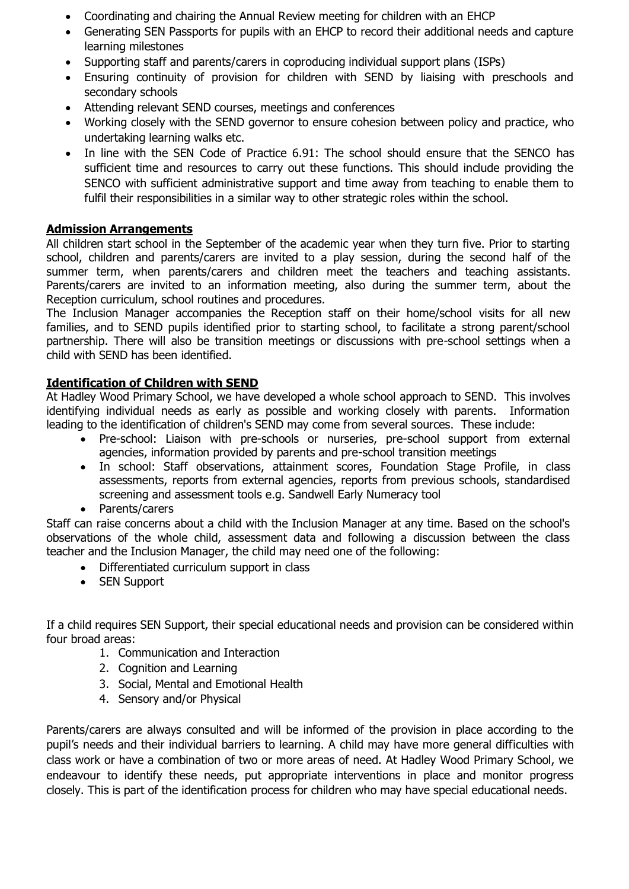- Coordinating and chairing the Annual Review meeting for children with an EHCP
- Generating SEN Passports for pupils with an EHCP to record their additional needs and capture learning milestones
- Supporting staff and parents/carers in coproducing individual support plans (ISPs)
- Ensuring continuity of provision for children with SEND by liaising with preschools and secondary schools
- Attending relevant SEND courses, meetings and conferences
- Working closely with the SEND governor to ensure cohesion between policy and practice, who undertaking learning walks etc.
- In line with the SEN Code of Practice 6.91: The school should ensure that the SENCO has sufficient time and resources to carry out these functions. This should include providing the SENCO with sufficient administrative support and time away from teaching to enable them to fulfil their responsibilities in a similar way to other strategic roles within the school.

## Admission Arrangements

All children start school in the September of the academic year when they turn five. Prior to starting school, children and parents/carers are invited to a play session, during the second half of the summer term, when parents/carers and children meet the teachers and teaching assistants. Parents/carers are invited to an information meeting, also during the summer term, about the Reception curriculum, school routines and procedures.

The Inclusion Manager accompanies the Reception staff on their home/school visits for all new families, and to SEND pupils identified prior to starting school, to facilitate a strong parent/school partnership. There will also be transition meetings or discussions with pre-school settings when a child with SEND has been identified.

## Identification of Children with SEND

At Hadley Wood Primary School, we have developed a whole school approach to SEND. This involves identifying individual needs as early as possible and working closely with parents. Information leading to the identification of children's SEND may come from several sources. These include:

- Pre-school: Liaison with pre-schools or nurseries, pre-school support from external agencies, information provided by parents and pre-school transition meetings
- In school: Staff observations, attainment scores, Foundation Stage Profile, in class assessments, reports from external agencies, reports from previous schools, standardised screening and assessment tools e.g. Sandwell Early Numeracy tool
- Parents/carers

Staff can raise concerns about a child with the Inclusion Manager at any time. Based on the school's observations of the whole child, assessment data and following a discussion between the class teacher and the Inclusion Manager, the child may need one of the following:

- Differentiated curriculum support in class
- SEN Support

If a child requires SEN Support, their special educational needs and provision can be considered within four broad areas:

1. Communication and Interaction
2. Cognition and Learning
3. Social, Mental and Emotional Health
4. Sensory and/or Physical

Parents/carers are always consulted and will be informed of the provision in place according to the pupil's needs and their individual barriers to learning. A child may have more general difficulties with class work or have a combination of two or more areas of need. At Hadley Wood Primary School, we endeavour to identify these needs, put appropriate interventions in place and monitor progress closely. This is part of the identification process for children who may have special educational needs.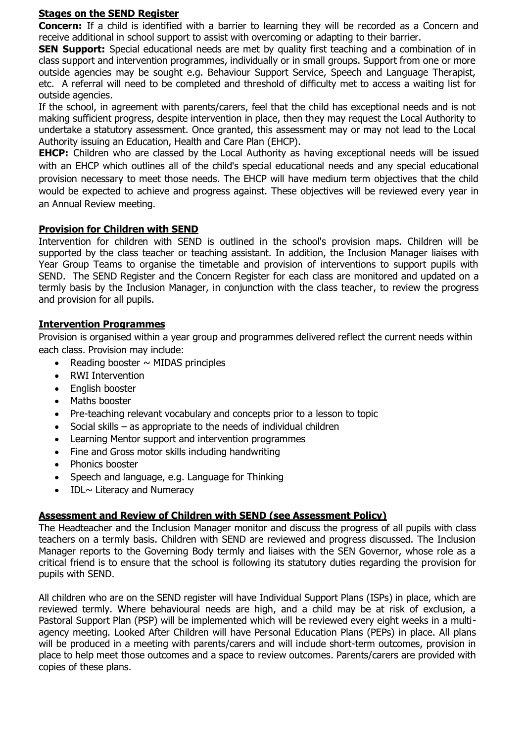## Stages on the SEND Register

**Concern:** If a child is identified with a barrier to learning they will be recorded as a Concern and receive additional in school support to assist with overcoming or adapting to their barrier.

**SEN Support:** Special educational needs are met by quality first teaching and a combination of in class support and intervention programmes, individually or in small groups. Support from one or more outside agencies may be sought e.g. Behaviour Support Service, Speech and Language Therapist, etc. A referral will need to be completed and threshold of difficulty met to access a waiting list for outside agencies.

If the school, in agreement with parents/carers, feel that the child has exceptional needs and is not making sufficient progress, despite intervention in place, then they may request the Local Authority to undertake a statutory assessment. Once granted, this assessment may or may not lead to the Local Authority issuing an Education, Health and Care Plan (EHCP).

**EHCP:** Children who are classed by the Local Authority as having exceptional needs will be issued with an EHCP which outlines all of the child's special educational needs and any special educational provision necessary to meet those needs. The EHCP will have medium term objectives that the child would be expected to achieve and progress against. These objectives will be reviewed every year in an Annual Review meeting.

## Provision for Children with SEND

Intervention for children with SEND is outlined in the school's provision maps. Children will be supported by the class teacher or teaching assistant. In addition, the Inclusion Manager liaises with Year Group Teams to organise the timetable and provision of interventions to support pupils with SEND. The SEND Register and the Concern Register for each class are monitored and updated on a termly basis by the Inclusion Manager, in conjunction with the class teacher, to review the progress and provision for all pupils.

## Intervention Programmes

Provision is organised within a year group and programmes delivered reflect the current needs within each class. Provision may include:

- Reading booster ~ MIDAS principles
- RWI Intervention
- English booster
- Maths booster
- Pre-teaching relevant vocabulary and concepts prior to a lesson to topic
- Social skills – as appropriate to the needs of individual children
- Learning Mentor support and intervention programmes
- Fine and Gross motor skills including handwriting
- Phonics booster
- Speech and language, e.g. Language for Thinking
- IDL~ Literacy and Numeracy

## Assessment and Review of Children with SEND (see Assessment Policy)

The Headteacher and the Inclusion Manager monitor and discuss the progress of all pupils with class teachers on a termly basis. Children with SEND are reviewed and progress discussed. The Inclusion Manager reports to the Governing Body termly and liaises with the SEN Governor, whose role as a critical friend is to ensure that the school is following its statutory duties regarding the provision for pupils with SEND.

All children who are on the SEND register will have Individual Support Plans (ISPs) in place, which are reviewed termly. Where behavioural needs are high, and a child may be at risk of exclusion, a Pastoral Support Plan (PSP) will be implemented which will be reviewed every eight weeks in a multi-agency meeting. Looked After Children will have Personal Education Plans (PEPs) in place. All plans will be produced in a meeting with parents/carers and will include short-term outcomes, provision in place to help meet those outcomes and a space to review outcomes. Parents/carers are provided with copies of these plans.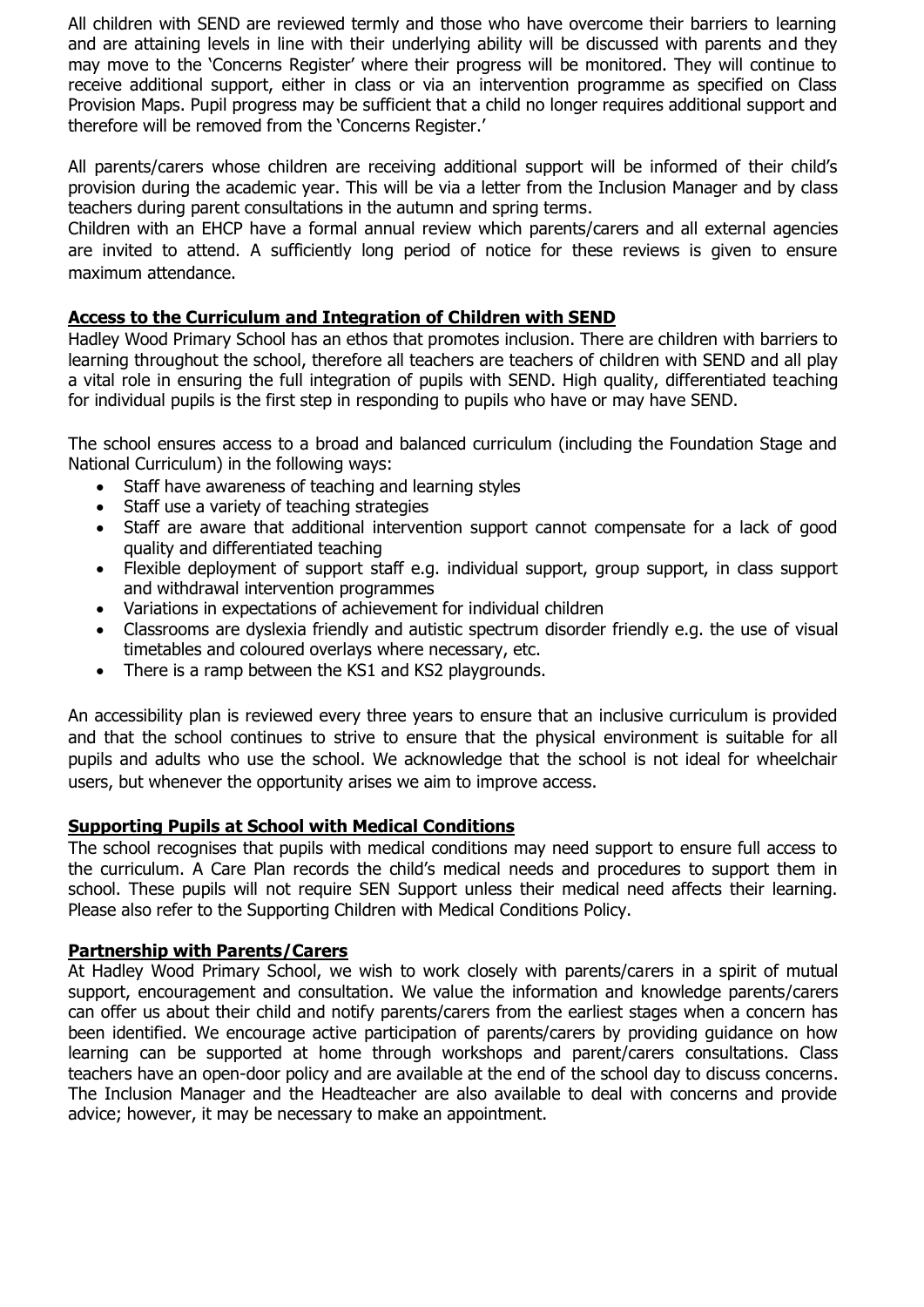All children with SEND are reviewed termly and those who have overcome their barriers to learning and are attaining levels in line with their underlying ability will be discussed with parents and they may move to the 'Concerns Register' where their progress will be monitored. They will continue to receive additional support, either in class or via an intervention programme as specified on Class Provision Maps. Pupil progress may be sufficient that a child no longer requires additional support and therefore will be removed from the 'Concerns Register.'

All parents/carers whose children are receiving additional support will be informed of their child's provision during the academic year. This will be via a letter from the Inclusion Manager and by class teachers during parent consultations in the autumn and spring terms.
Children with an EHCP have a formal annual review which parents/carers and all external agencies are invited to attend. A sufficiently long period of notice for these reviews is given to ensure maximum attendance.

## Access to the Curriculum and Integration of Children with SEND

Hadley Wood Primary School has an ethos that promotes inclusion. There are children with barriers to learning throughout the school, therefore all teachers are teachers of children with SEND and all play a vital role in ensuring the full integration of pupils with SEND. High quality, differentiated teaching for individual pupils is the first step in responding to pupils who have or may have SEND.

The school ensures access to a broad and balanced curriculum (including the Foundation Stage and National Curriculum) in the following ways:

- Staff have awareness of teaching and learning styles
- Staff use a variety of teaching strategies
- Staff are aware that additional intervention support cannot compensate for a lack of good quality and differentiated teaching
- Flexible deployment of support staff e.g. individual support, group support, in class support and withdrawal intervention programmes
- Variations in expectations of achievement for individual children
- Classrooms are dyslexia friendly and autistic spectrum disorder friendly e.g. the use of visual timetables and coloured overlays where necessary, etc.
- There is a ramp between the KS1 and KS2 playgrounds.

An accessibility plan is reviewed every three years to ensure that an inclusive curriculum is provided and that the school continues to strive to ensure that the physical environment is suitable for all pupils and adults who use the school. We acknowledge that the school is not ideal for wheelchair users, but whenever the opportunity arises we aim to improve access.

## Supporting Pupils at School with Medical Conditions

The school recognises that pupils with medical conditions may need support to ensure full access to the curriculum. A Care Plan records the child's medical needs and procedures to support them in school. These pupils will not require SEN Support unless their medical need affects their learning. Please also refer to the Supporting Children with Medical Conditions Policy.

## Partnership with Parents/Carers

At Hadley Wood Primary School, we wish to work closely with parents/carers in a spirit of mutual support, encouragement and consultation. We value the information and knowledge parents/carers can offer us about their child and notify parents/carers from the earliest stages when a concern has been identified. We encourage active participation of parents/carers by providing guidance on how learning can be supported at home through workshops and parent/carers consultations. Class teachers have an open-door policy and are available at the end of the school day to discuss concerns. The Inclusion Manager and the Headteacher are also available to deal with concerns and provide advice; however, it may be necessary to make an appointment.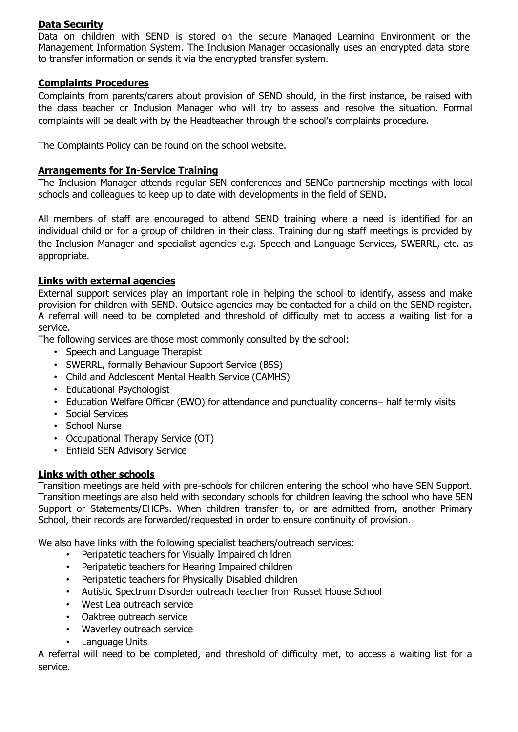## Data Security

Data on children with SEND is stored on the secure Managed Learning Environment or the Management Information System. The Inclusion Manager occasionally uses an encrypted data store to transfer information or sends it via the encrypted transfer system.

## Complaints Procedures

Complaints from parents/carers about provision of SEND should, in the first instance, be raised with the class teacher or Inclusion Manager who will try to assess and resolve the situation. Formal complaints will be dealt with by the Headteacher through the school's complaints procedure.

The Complaints Policy can be found on the school website.

## Arrangements for In-Service Training

The Inclusion Manager attends regular SEN conferences and SENCo partnership meetings with local schools and colleagues to keep up to date with developments in the field of SEND.

All members of staff are encouraged to attend SEND training where a need is identified for an individual child or for a group of children in their class. Training during staff meetings is provided by the Inclusion Manager and specialist agencies e.g. Speech and Language Services, SWERRL, etc. as appropriate.

## Links with external agencies

External support services play an important role in helping the school to identify, assess and make provision for children with SEND. Outside agencies may be contacted for a child on the SEND register. A referral will need to be completed and threshold of difficulty met to access a waiting list for a service.

The following services are those most commonly consulted by the school:

- Speech and Language Therapist
- SWERRL, formally Behaviour Support Service (BSS)
- Child and Adolescent Mental Health Service (CAMHS)
- Educational Psychologist
- Education Welfare Officer (EWO) for attendance and punctuality concerns– half termly visits
- Social Services
- School Nurse
- Occupational Therapy Service (OT)
- Enfield SEN Advisory Service

## Links with other schools

Transition meetings are held with pre-schools for children entering the school who have SEN Support. Transition meetings are also held with secondary schools for children leaving the school who have SEN Support or Statements/EHCPs. When children transfer to, or are admitted from, another Primary School, their records are forwarded/requested in order to ensure continuity of provision.

We also have links with the following specialist teachers/outreach services:

- Peripatetic teachers for Visually Impaired children
- Peripatetic teachers for Hearing Impaired children
- Peripatetic teachers for Physically Disabled children
- Autistic Spectrum Disorder outreach teacher from Russet House School
- West Lea outreach service
- Oaktree outreach service
- Waverley outreach service
- Language Units

A referral will need to be completed, and threshold of difficulty met, to access a waiting list for a service.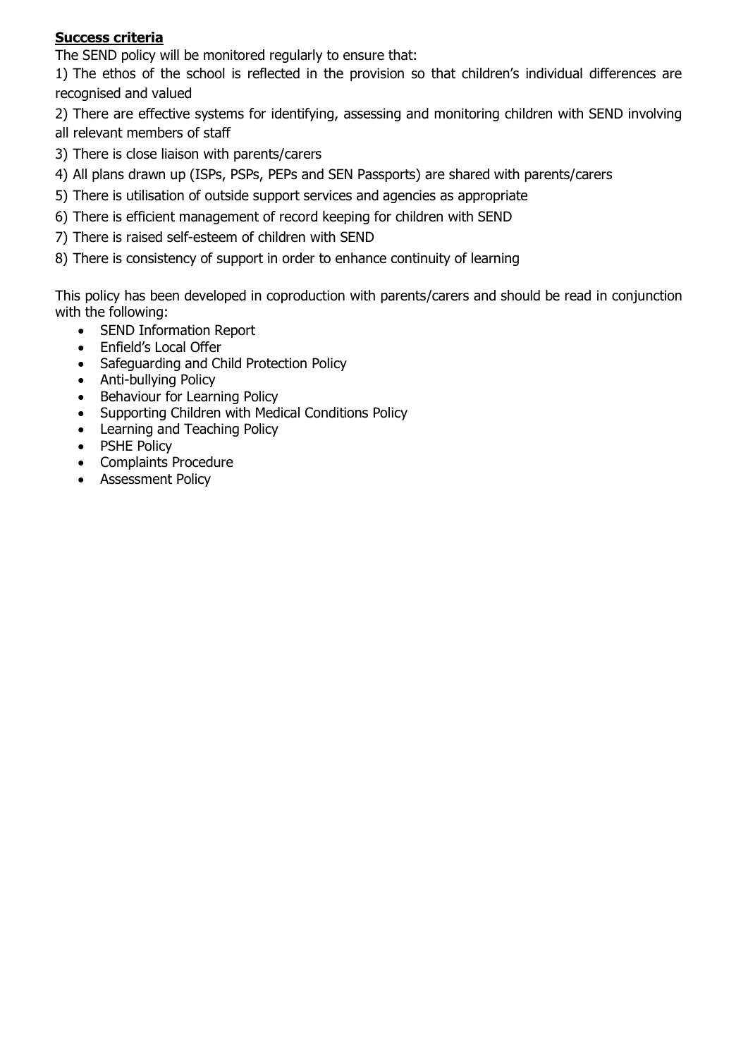## **Success criteria**

The SEND policy will be monitored regularly to ensure that:

1) The ethos of the school is reflected in the provision so that children's individual differences are recognised and valued
2) There are effective systems for identifying, assessing and monitoring children with SEND involving all relevant members of staff
3) There is close liaison with parents/carers
4) All plans drawn up (ISPs, PSPs, PEPs and SEN Passports) are shared with parents/carers
5) There is utilisation of outside support services and agencies as appropriate
6) There is efficient management of record keeping for children with SEND
7) There is raised self-esteem of children with SEND
8) There is consistency of support in order to enhance continuity of learning

This policy has been developed in coproduction with parents/carers and should be read in conjunction with the following:

- SEND Information Report
- Enfield's Local Offer
- Safeguarding and Child Protection Policy
- Anti-bullying Policy
- Behaviour for Learning Policy
- Supporting Children with Medical Conditions Policy
- Learning and Teaching Policy
- PSHE Policy
- Complaints Procedure
- Assessment Policy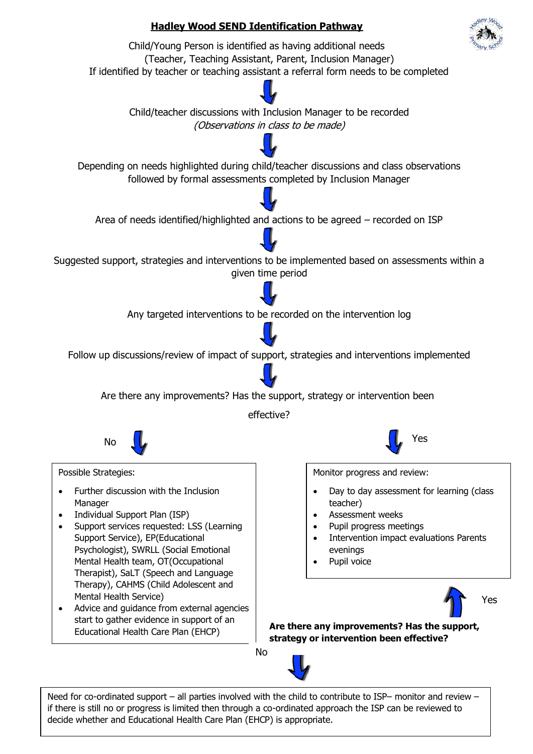# Hadley Wood SEND Identification Pathway

Child/Young Person is identified as having additional needs
(Teacher, Teaching Assistant, Parent, Inclusion Manager)
If identified by teacher or teaching assistant a referral form needs to be completed

↓

Child/teacher discussions with Inclusion Manager to be recorded
*(Observations in class to be made)*

↓

Depending on needs highlighted during child/teacher discussions and class observations followed by formal assessments completed by Inclusion Manager

↓

Area of needs identified/highlighted and actions to be agreed – recorded on ISP

↓

Suggested support, strategies and interventions to be implemented based on assessments within a given time period

↓

Any targeted interventions to be recorded on the intervention log

↓

Follow up discussions/review of impact of support, strategies and interventions implemented

↓

Are there any improvements? Has the support, strategy or intervention been effective?

**No** ↓

Possible Strategies:

- Further discussion with the Inclusion Manager
- Individual Support Plan (ISP)
- Support services requested: LSS (Learning Support Service), EP(Educational Psychologist), SWRLL (Social Emotional Mental Health team, OT(Occupational Therapist), SaLT (Speech and Language Therapy), CAHMS (Child Adolescent and Mental Health Service)
- Advice and guidance from external agencies start to gather evidence in support of an Educational Health Care Plan (EHCP)

**Yes** ↓

Monitor progress and review:

- Day to day assessment for learning (class teacher)
- Assessment weeks
- Pupil progress meetings
- Intervention impact evaluations Parents evenings
- Pupil voice

**Are there any improvements? Has the support, strategy or intervention been effective?**

Yes ↑ (to Monitor progress and review)

No ↓

Need for co-ordinated support – all parties involved with the child to contribute to ISP– monitor and review – if there is still no or progress is limited then through a co-ordinated approach the ISP can be reviewed to decide whether and Educational Health Care Plan (EHCP) is appropriate.